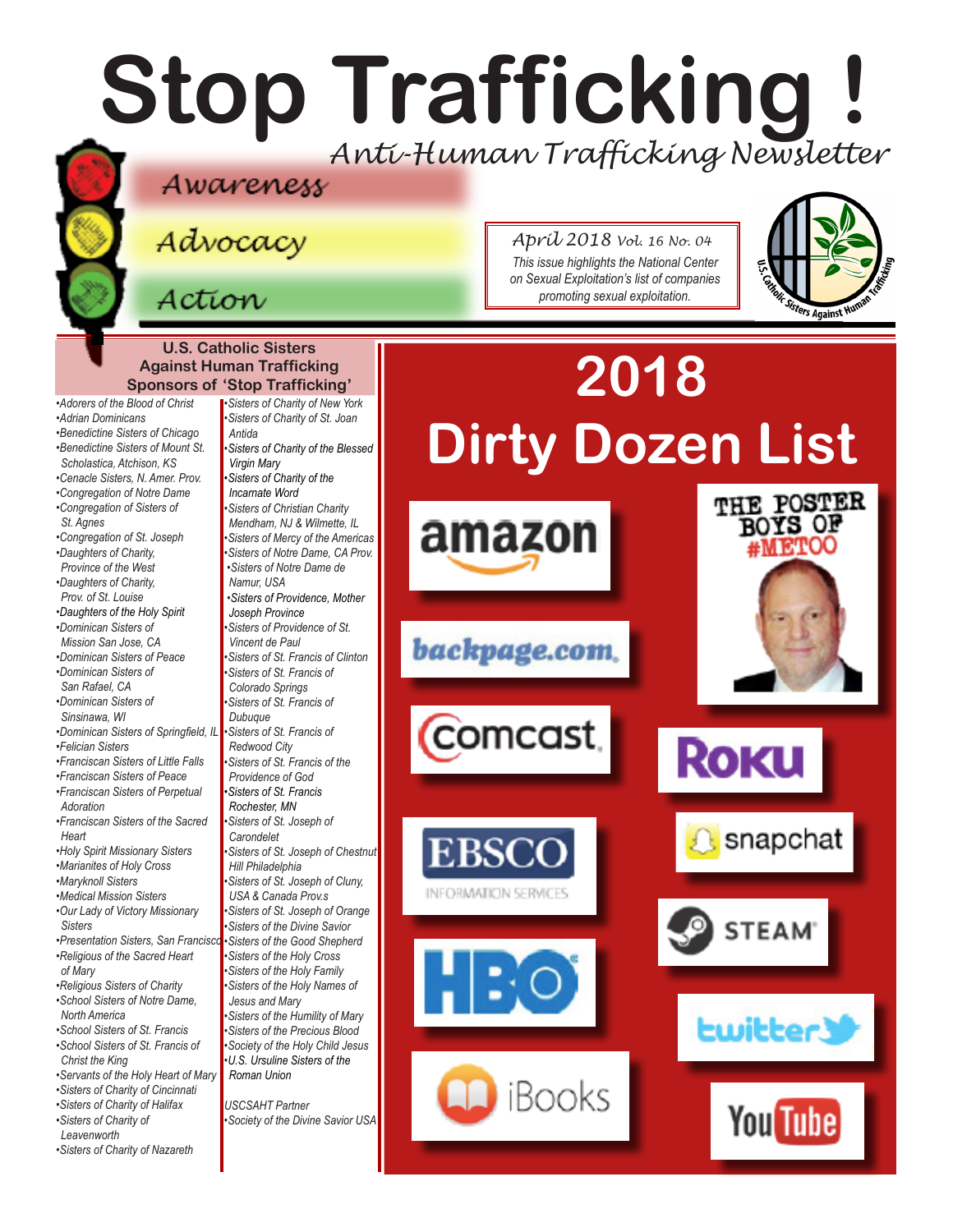# Stop Trafficking !

*Anti-Human Trafficking Newsletter*

Awareness

Advocacy

Action

*April 2018 Vol. 16 No. 04*

*This issue highlights the National Center on Sexual Exploitation's list of companies promoting sexual exploitation.*

U.S. Catholic Sisters Against Human Trafficking

## U.S. Catholic Sisters Against Human Trafficking Sponsors of 'Stop Trafficking'

- *Adorers of the Blood of Christ*
- *Adrian Dominicans*
- *Benedictine Sisters of Chicago*
- *Benedictine Sisters of Mount St. Scholastica, Atchison, KS*
- *Cenacle Sisters, N. Amer. Prov.*
- *Congregation of Notre Dame*
- *Congregation of Sisters of St. Agnes*
- *Congregation of St. Joseph*
- *Daughters of Charity, Province of the West*
- *Daughters of Charity, Prov. of St. Louise*
- *Daughters of the Holy Spirit*
- *Dominican Sisters of Mission San Jose, CA*
- *Dominican Sisters of Peace*
- *Dominican Sisters of San Rafael, CA*
- *Dominican Sisters of Sinsinawa, WI*
- *Dominican Sisters of Springfield, IL*
- *Felician Sisters*
- *Franciscan Sisters of Little Falls*
- *Franciscan Sisters of Peace*
- *Franciscan Sisters of Perpetual Adoration*
- *Franciscan Sisters of the Sacred Heart*
- *Holy Spirit Missionary Sisters*
- *Marianites of Holy Cross*
- *Maryknoll Sisters*
- *Medical Mission Sisters*
- *Our Lady of Victory Missionary Sisters*
- *Presentation Sisters, San Francisco*
- *Religious of the Sacred Heart of Mary*
- *Religious Sisters of Charity*
- *School Sisters of Notre Dame, North America*
- *School Sisters of St. Francis*
- *School Sisters of St. Francis of Christ the King*
- *Servants of the Holy Heart of Mary*
- *Sisters of Charity of Cincinnati*
- *Sisters of Charity of Halifax*
- *Sisters of Charity of Leavenworth*
- *Sisters of Charity of Nazareth*
- *Sisters of Charity of New York*
- *Sisters of Charity of St. Joan Antida*
- *Sisters of Charity of the Blessed Virgin Mary*
- *Sisters of Charity of the Incarnate Word*
- *Sisters of Christian Charity Mendham, NJ & Wilmette, IL*
- *Sisters of Mercy of the Americas*
- *Sisters of Notre Dame, CA Prov.*
- *Sisters of Notre Dame de Namur, USA*
- *Sisters of Providence, Mother Joseph Province*
- *Sisters of Providence of St. Vincent de Paul*
- *Sisters of St. Francis of Clinton*
- *Sisters of St. Francis of Colorado Springs*
- *Sisters of St. Francis of Dubuque*
- *Sisters of St. Francis of Redwood City*
- *Sisters of St. Francis of the Providence of God*
- *Sisters of St. Francis Rochester, MN*
- *Sisters of St. Joseph of Carondelet*
- *Sisters of St. Joseph of Chestnut Hill Philadelphia*
- *Sisters of St. Joseph of Cluny, USA & Canada Prov.s*
- *Sisters of St. Joseph of Orange*
- *Sisters of the Divine Savior*
- *Sisters of the Good Shepherd*
- *Sisters of the Holy Cross*
- *Sisters of the Holy Family*
- *Sisters of the Holy Names of Jesus and Mary*
- *Sisters of the Humility of Mary*
- *Sisters of the Precious Blood*
- *Society of the Holy Child Jesus*
- *U.S. Ursuline Sisters of the Roman Union*

*USCSAHT Partner*

- *Society of the Divine Savior USA*

# 2018 Dirty Dozen List

- amazon
- backpage.com
- comcast
- EBSCO Information Services
- HBO
- iBooks
- THE POSTER BOYS OF #METOO
- ROKU
- snapchat
- STEAM
- twitter
- YouTube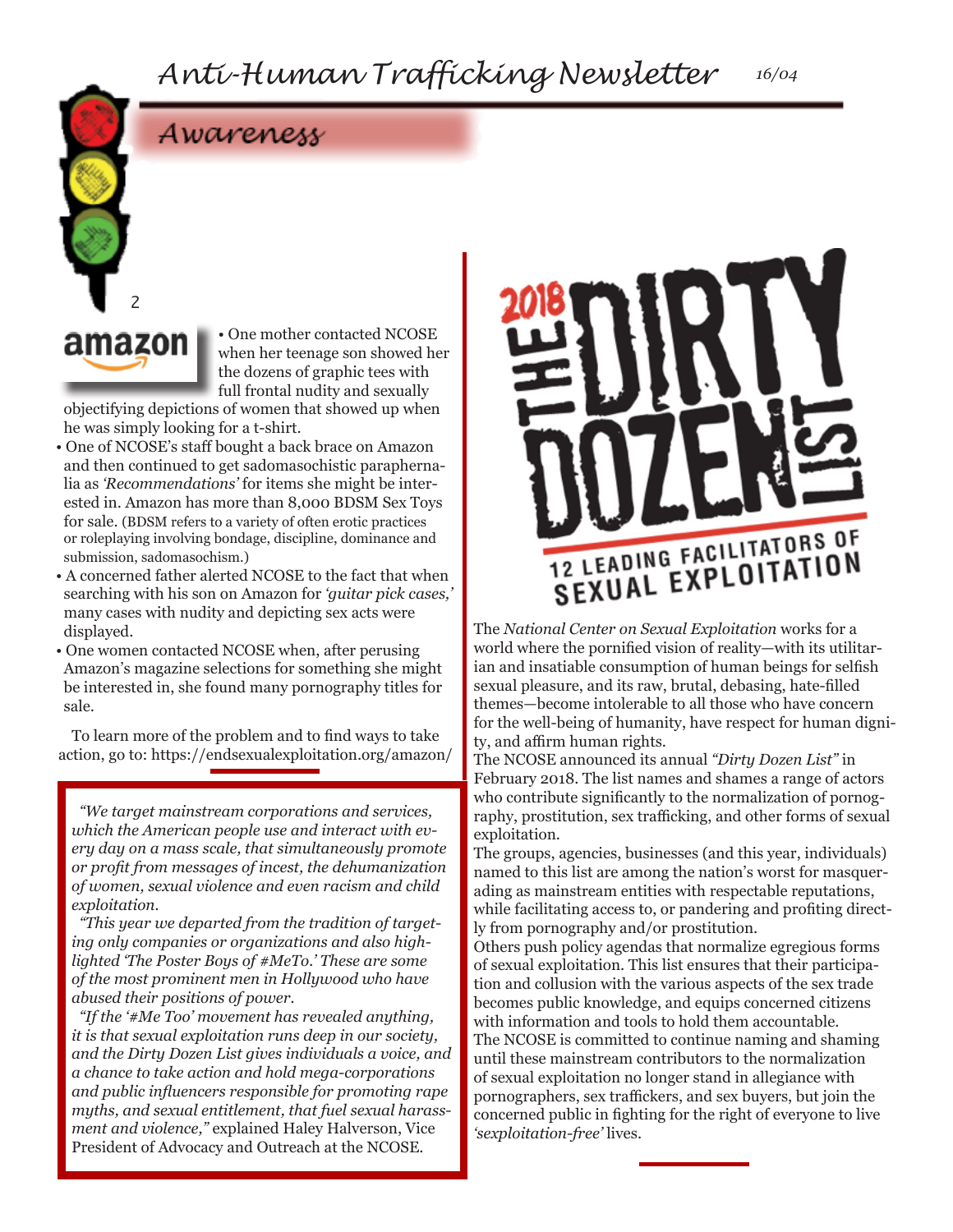## Awareness

• One mother contacted NCOSE when her teenage son showed her the dozens of graphic tees with full frontal nudity and sexually objectifying depictions of women that showed up when he was simply looking for a t-shirt.

- One of NCOSE's staff bought a back brace on Amazon and then continued to get sadomasochistic paraphernalia as *'Recommendations'* for items she might be interested in. Amazon has more than 8,000 BDSM Sex Toys for sale. (BDSM refers to a variety of often erotic practices or roleplaying involving bondage, discipline, dominance and submission, sadomasochism.)
- A concerned father alerted NCOSE to the fact that when searching with his son on Amazon for *'guitar pick cases,'* many cases with nudity and depicting sex acts were displayed.
- One women contacted NCOSE when, after perusing Amazon's magazine selections for something she might be interested in, she found many pornography titles for sale.

To learn more of the problem and to find ways to take action, go to: https://endsexualexploitation.org/amazon/

*"We target mainstream corporations and services, which the American people use and interact with every day on a mass scale, that simultaneously promote or profit from messages of incest, the dehumanization of women, sexual violence and even racism and child exploitation.*

*"This year we departed from the tradition of targeting only companies or organizations and also highlighted 'The Poster Boys of #MeTo.' These are some of the most prominent men in Hollywood who have abused their positions of power.*

*"If the '#Me Too' movement has revealed anything, it is that sexual exploitation runs deep in our society, and the Dirty Dozen List gives individuals a voice, and a chance to take action and hold mega-corporations and public influencers responsible for promoting rape myths, and sexual entitlement, that fuel sexual harassment and violence,"* explained Haley Halverson, Vice President of Advocacy and Outreach at the NCOSE.

2018 THE DIRTY DOZEN LIST

12 LEADING FACILITATORS OF SEXUAL EXPLOITATION

The *National Center on Sexual Exploitation* works for a world where the pornified vision of reality—with its utilitarian and insatiable consumption of human beings for selfish sexual pleasure, and its raw, brutal, debasing, hate-filled themes—become intolerable to all those who have concern for the well-being of humanity, have respect for human dignity, and affirm human rights.

The NCOSE announced its annual *"Dirty Dozen List"* in February 2018. The list names and shames a range of actors who contribute significantly to the normalization of pornography, prostitution, sex trafficking, and other forms of sexual exploitation.

The groups, agencies, businesses (and this year, individuals) named to this list are among the nation's worst for masquerading as mainstream entities with respectable reputations, while facilitating access to, or pandering and profiting directly from pornography and/or prostitution.

Others push policy agendas that normalize egregious forms of sexual exploitation. This list ensures that their participation and collusion with the various aspects of the sex trade becomes public knowledge, and equips concerned citizens with information and tools to hold them accountable.

The NCOSE is committed to continue naming and shaming until these mainstream contributors to the normalization of sexual exploitation no longer stand in allegiance with pornographers, sex traffickers, and sex buyers, but join the concerned public in fighting for the right of everyone to live *'sexploitation-free'* lives.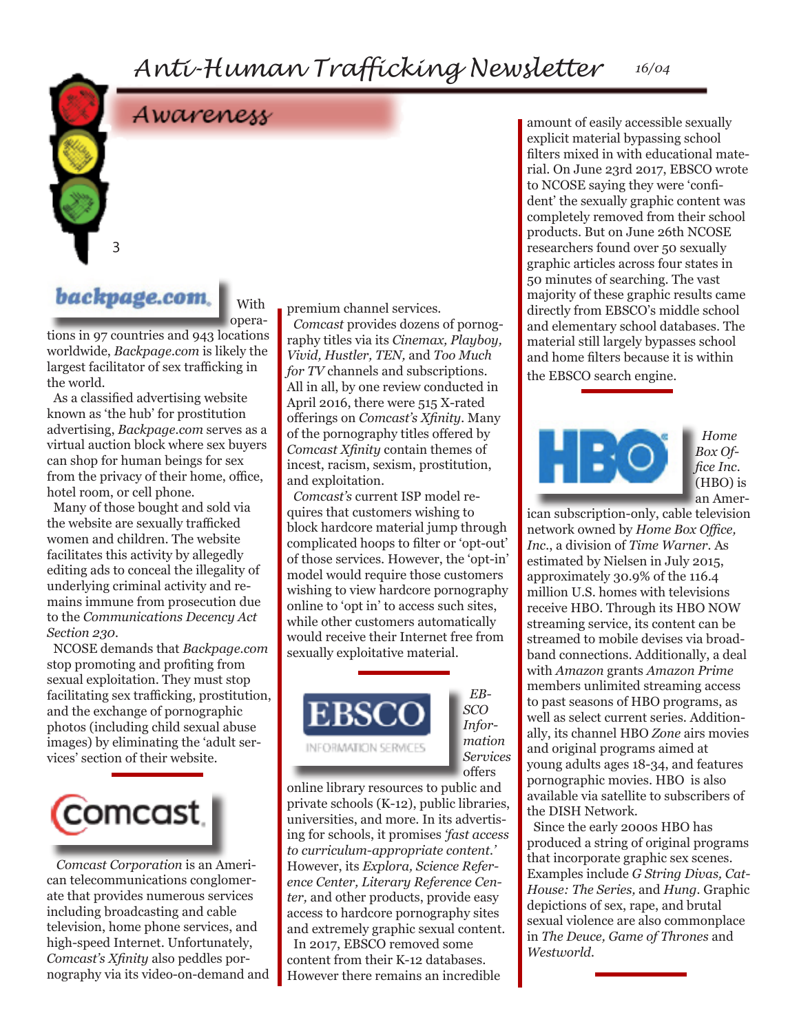## Awareness

**backpage.com.** With operations in 97 countries and 943 locations worldwide, *Backpage.com* is likely the largest facilitator of sex trafficking in the world.

As a classified advertising website known as 'the hub' for prostitution advertising, *Backpage.com* serves as a virtual auction block where sex buyers can shop for human beings for sex from the privacy of their home, office, hotel room, or cell phone.

Many of those bought and sold via the website are sexually trafficked women and children. The website facilitates this activity by allegedly editing ads to conceal the illegality of underlying criminal activity and remains immune from prosecution due to the *Communications Decency Act Section 230*.

NCOSE demands that *Backpage.com* stop promoting and profiting from sexual exploitation. They must stop facilitating sex trafficking, prostitution, and the exchange of pornographic photos (including child sexual abuse images) by eliminating the 'adult services' section of their website.

**comcast.**

*Comcast Corporation* is an American telecommunications conglomerate that provides numerous services including broadcasting and cable television, home phone services, and high-speed Internet. Unfortunately, *Comcast's Xfinity* also peddles pornography via its video-on-demand and premium channel services.

*Comcast* provides dozens of pornography titles via its *Cinemax, Playboy, Vivid, Hustler, TEN,* and *Too Much for TV* channels and subscriptions. All in all, by one review conducted in April 2016, there were 515 X-rated offerings on *Comcast's Xfinity*. Many of the pornography titles offered by *Comcast Xfinity* contain themes of incest, racism, sexism, prostitution, and exploitation.

*Comcast's* current ISP model requires that customers wishing to block hardcore material jump through complicated hoops to filter or 'opt-out' of those services. However, the 'opt-in' model would require those customers wishing to view hardcore pornography online to 'opt in' to access such sites, while other customers automatically would receive their Internet free from sexually exploitative material.

**EBSCO INFORMATION SERVICES**

*EBSCO Information Services* offers online library resources to public and private schools (K-12), public libraries, universities, and more. In its advertising for schools, it promises *'fast access to curriculum-appropriate content.'* However, its *Explora, Science Reference Center, Literary Reference Center,* and other products, provide easy access to hardcore pornography sites and extremely graphic sexual content.

In 2017, EBSCO removed some content from their K-12 databases. However there remains an incredible amount of easily accessible sexually explicit material bypassing school filters mixed in with educational material. On June 23rd 2017, EBSCO wrote to NCOSE saying they were 'confident' the sexually graphic content was completely removed from their school products. But on June 26th NCOSE researchers found over 50 sexually graphic articles across four states in 50 minutes of searching. The vast majority of these graphic results came directly from EBSCO's middle school and elementary school databases. The material still largely bypasses school and home filters because it is within the EBSCO search engine.

**HBO**

*Home Box Office Inc.* (HBO) is an American subscription-only, cable television network owned by *Home Box Office, Inc.*, a division of *Time Warner*. As estimated by Nielsen in July 2015, approximately 30.9% of the 116.4 million U.S. homes with televisions receive HBO. Through its HBO NOW streaming service, its content can be streamed to mobile devises via broadband connections. Additionally, a deal with *Amazon* grants *Amazon Prime* members unlimited streaming access to past seasons of HBO programs, as well as select current series. Additionally, its channel HBO *Zone* airs movies and original programs aimed at young adults ages 18-34, and features pornographic movies. HBO is also available via satellite to subscribers of the DISH Network.

Since the early 2000s HBO has produced a string of original programs that incorporate graphic sex scenes. Examples include *G String Divas, Cat-House: The Series,* and *Hung*. Graphic depictions of sex, rape, and brutal sexual violence are also commonplace in *The Deuce, Game of Thrones* and *Westworld*.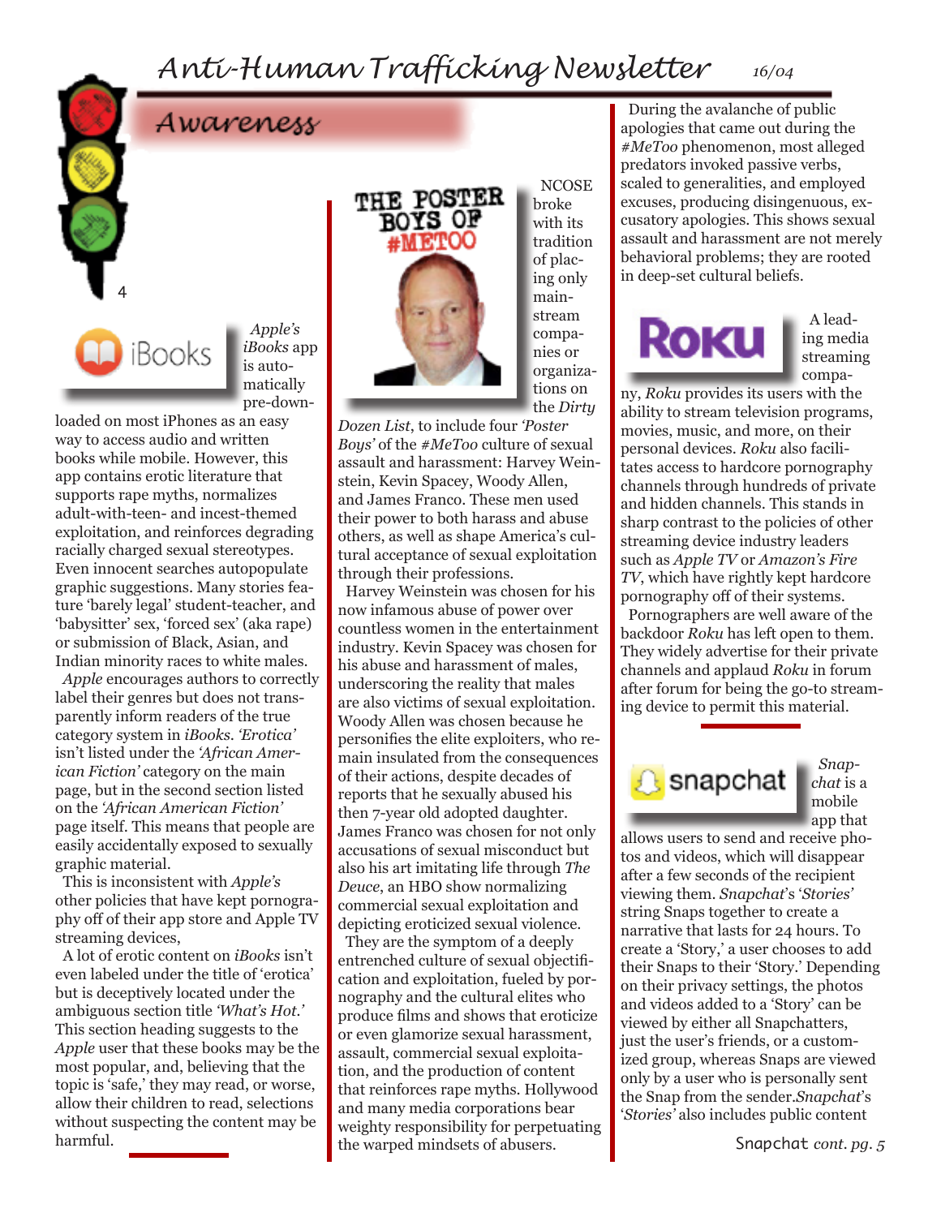## Awareness

*Apple's iBooks* app is automatically pre-downloaded on most iPhones as an easy way to access audio and written books while mobile. However, this app contains erotic literature that supports rape myths, normalizes adult-with-teen- and incest-themed exploitation, and reinforces degrading racially charged sexual stereotypes. Even innocent searches autopopulate graphic suggestions. Many stories feature 'barely legal' student-teacher, and 'babysitter' sex, 'forced sex' (aka rape) or submission of Black, Asian, and Indian minority races to white males.

*Apple* encourages authors to correctly label their genres but does not transparently inform readers of the true category system in *iBooks*. *'Erotica'* isn't listed under the *'African American Fiction'* category on the main page, but in the second section listed on the *'African American Fiction'* page itself. This means that people are easily accidentally exposed to sexually graphic material.

This is inconsistent with *Apple's* other policies that have kept pornography off of their app store and Apple TV streaming devices.

A lot of erotic content on *iBooks* isn't even labeled under the title of 'erotica' but is deceptively located under the ambiguous section title *'What's Hot.'* This section heading suggests to the *Apple* user that these books may be the most popular, and, believing that the topic is 'safe,' they may read, or worse, allow their children to read, selections without suspecting the content may be harmful.

THE POSTER BOYS OF #METOO

NCOSE broke with its tradition of placing only mainstream companies or organizations on the *Dirty Dozen List*, to include four *'Poster Boys'* of the *#MeToo* culture of sexual assault and harassment: Harvey Weinstein, Kevin Spacey, Woody Allen, and James Franco. These men used their power to both harass and abuse others, as well as shape America's cultural acceptance of sexual exploitation through their professions.

Harvey Weinstein was chosen for his now infamous abuse of power over countless women in the entertainment industry. Kevin Spacey was chosen for his abuse and harassment of males, underscoring the reality that males are also victims of sexual exploitation. Woody Allen was chosen because he personifies the elite exploiters, who remain insulated from the consequences of their actions, despite decades of reports that he sexually abused his then 7-year old adopted daughter. James Franco was chosen for not only accusations of sexual misconduct but also his art imitating life through *The Deuce*, an HBO show normalizing commercial sexual exploitation and depicting eroticized sexual violence.

They are the symptom of a deeply entrenched culture of sexual objectification and exploitation, fueled by pornography and the cultural elites who produce films and shows that eroticize or even glamorize sexual harassment, assault, commercial sexual exploitation, and the production of content that reinforces rape myths. Hollywood and many media corporations bear weighty responsibility for perpetuating the warped mindsets of abusers.

During the avalanche of public apologies that came out during the *#MeToo* phenomenon, most alleged predators invoked passive verbs, scaled to generalities, and employed excuses, producing disingenuous, excusatory apologies. This shows sexual assault and harassment are not merely behavioral problems; they are rooted in deep-set cultural beliefs.

A leading media streaming company, *Roku* provides its users with the ability to stream television programs, movies, music, and more, on their personal devices. *Roku* also facilitates access to hardcore pornography channels through hundreds of private and hidden channels. This stands in sharp contrast to the policies of other streaming device industry leaders such as *Apple TV* or *Amazon's Fire TV*, which have rightly kept hardcore pornography off of their systems.

Pornographers are well aware of the backdoor *Roku* has left open to them. They widely advertise for their private channels and applaud *Roku* in forum after forum for being the go-to streaming device to permit this material.

*Snapchat* is a mobile app that allows users to send and receive photos and videos, which will disappear after a few seconds of the recipient viewing them. *Snapchat*'s *'Stories'* string Snaps together to create a narrative that lasts for 24 hours. To create a 'Story,' a user chooses to add their Snaps to their 'Story.' Depending on their privacy settings, the photos and videos added to a 'Story' can be viewed by either all Snapchatters, just the user's friends, or a customized group, whereas Snaps are viewed only by a user who is personally sent the Snap from the sender. *Snapchat*'s *'Stories'* also includes public content

Snapchat *cont. pg. 5*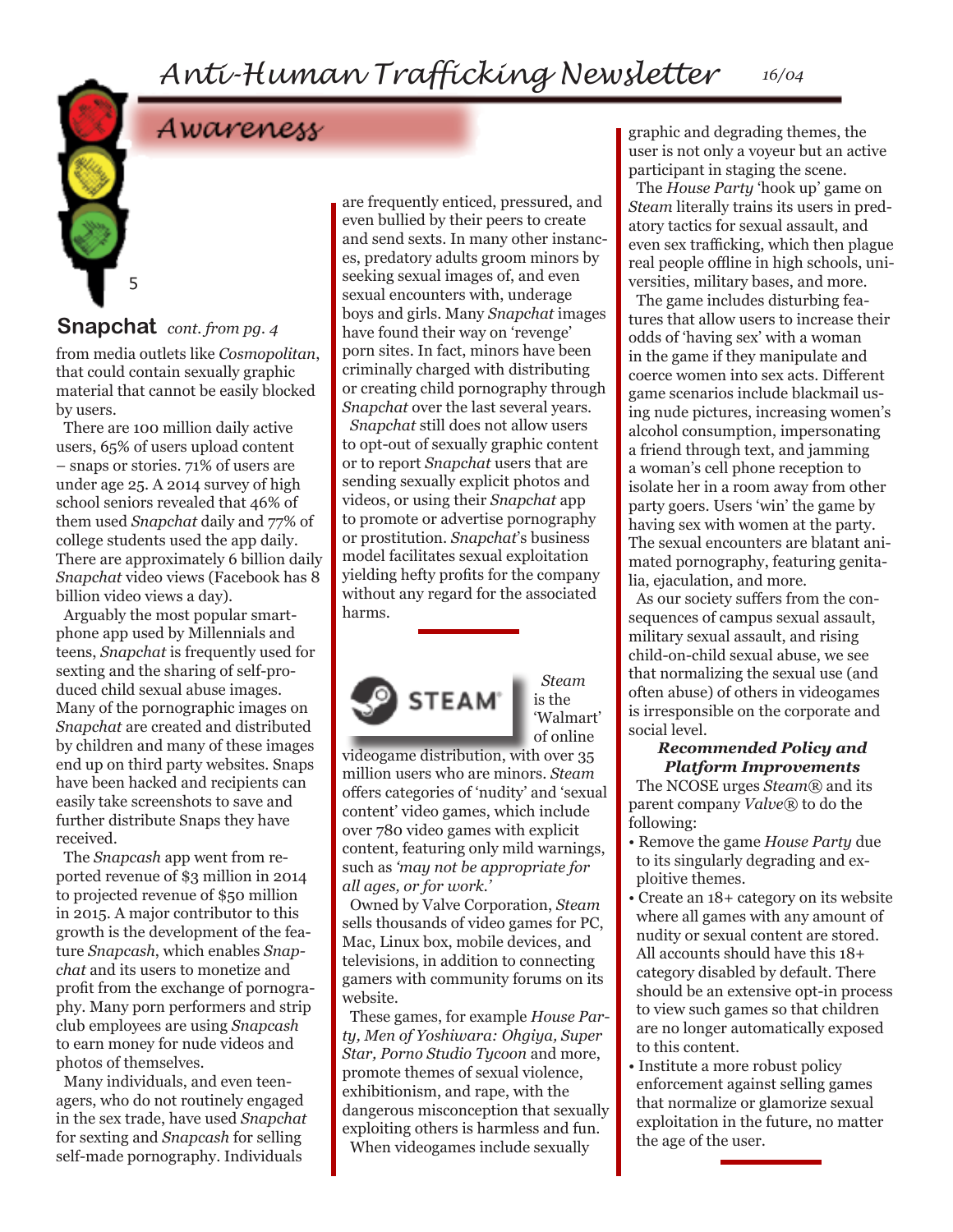## Awareness

### Snapchat *cont. from pg. 4*

from media outlets like *Cosmopolitan*, that could contain sexually graphic material that cannot be easily blocked by users.

There are 100 million daily active users, 65% of users upload content – snaps or stories. 71% of users are under age 25. A 2014 survey of high school seniors revealed that 46% of them used *Snapchat* daily and 77% of college students used the app daily. There are approximately 6 billion daily *Snapchat* video views (Facebook has 8 billion video views a day).

Arguably the most popular smartphone app used by Millennials and teens, *Snapchat* is frequently used for sexting and the sharing of self-produced child sexual abuse images. Many of the pornographic images on *Snapchat* are created and distributed by children and many of these images end up on third party websites. Snaps have been hacked and recipients can easily take screenshots to save and further distribute Snaps they have received.

The *Snapcash* app went from reported revenue of $3 million in 2014 to projected revenue of $50 million in 2015. A major contributor to this growth is the development of the feature *Snapcash*, which enables *Snapchat* and its users to monetize and profit from the exchange of pornography. Many porn performers and strip club employees are using *Snapcash* to earn money for nude videos and photos of themselves.

Many individuals, and even teenagers, who do not routinely engaged in the sex trade, have used *Snapchat* for sexting and *Snapcash* for selling self-made pornography. Individuals are frequently enticed, pressured, and even bullied by their peers to create and send sexts. In many other instances, predatory adults groom minors by seeking sexual images of, and even sexual encounters with, underage boys and girls. Many *Snapchat* images have found their way on 'revenge' porn sites. In fact, minors have been criminally charged with distributing or creating child pornography through *Snapchat* over the last several years.

*Snapchat* still does not allow users to opt-out of sexually graphic content or to report *Snapchat* users that are sending sexually explicit photos and videos, or using their *Snapchat* app to promote or advertise pornography or prostitution. *Snapchat*'s business model facilitates sexual exploitation yielding hefty profits for the company without any regard for the associated harms.

### STEAM

*Steam* is the 'Walmart' of online videogame distribution, with over 35 million users who are minors. *Steam* offers categories of 'nudity' and 'sexual content' video games, which include over 780 video games with explicit content, featuring only mild warnings, such as *'may not be appropriate for all ages, or for work.'*

Owned by Valve Corporation, *Steam* sells thousands of video games for PC, Mac, Linux box, mobile devices, and televisions, in addition to connecting gamers with community forums on its website.

These games, for example *House Party, Men of Yoshiwara: Ohgiya, Super Star, Porno Studio Tycoon* and more, promote themes of sexual violence, exhibitionism, and rape, with the dangerous misconception that sexually exploiting others is harmless and fun.

When videogames include sexually graphic and degrading themes, the user is not only a voyeur but an active participant in staging the scene.

The *House Party* 'hook up' game on *Steam* literally trains its users in predatory tactics for sexual assault, and even sex trafficking, which then plague real people offline in high schools, universities, military bases, and more.

The game includes disturbing features that allow users to increase their odds of 'having sex' with a woman in the game if they manipulate and coerce women into sex acts. Different game scenarios include blackmail using nude pictures, increasing women's alcohol consumption, impersonating a friend through text, and jamming a woman's cell phone reception to isolate her in a room away from other party goers. Users 'win' the game by having sex with women at the party. The sexual encounters are blatant animated pornography, featuring genitalia, ejaculation, and more.

As our society suffers from the consequences of campus sexual assault, military sexual assault, and rising child-on-child sexual abuse, we see that normalizing the sexual use (and often abuse) of others in videogames is irresponsible on the corporate and social level.

***Recommended Policy and Platform Improvements***

The NCOSE urges *Steam*® and its parent company *Valve*® to do the following:

- Remove the game *House Party* due to its singularly degrading and exploitive themes.
- Create an 18+ category on its website where all games with any amount of nudity or sexual content are stored. All accounts should have this 18+ category disabled by default. There should be an extensive opt-in process to view such games so that children are no longer automatically exposed to this content.
- Institute a more robust policy enforcement against selling games that normalize or glamorize sexual exploitation in the future, no matter the age of the user.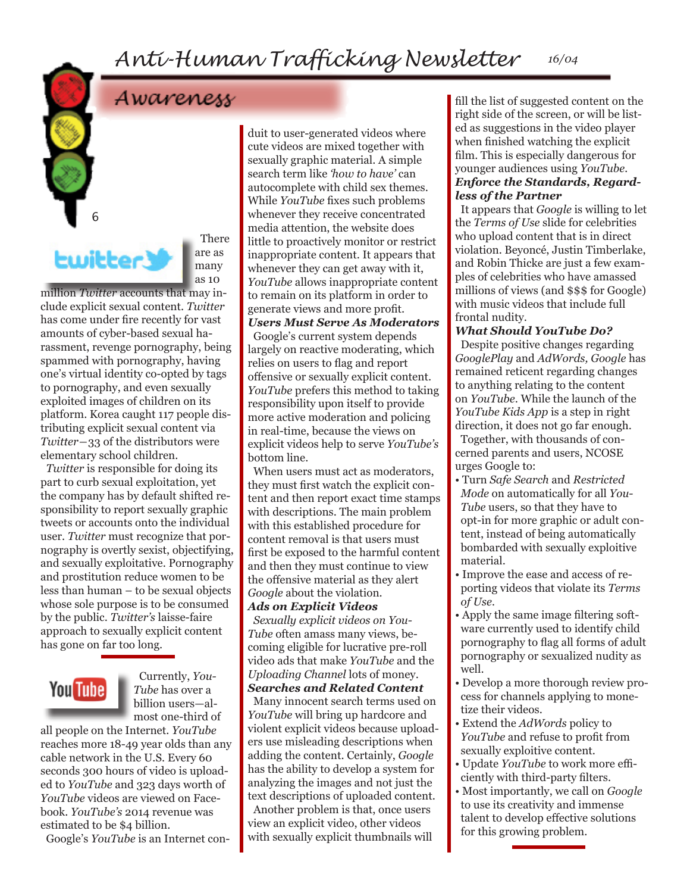## Awareness

There are many as 10 million *Twitter* accounts that may include explicit sexual content. *Twitter* has come under fire recently for vast amounts of cyber-based sexual harassment, revenge pornography, being spammed with pornography, having one's virtual identity co-opted by tags to pornography, and even sexually exploited images of children on its platform. Korea caught 117 people distributing explicit sexual content via *Twitter*—33 of the distributors were elementary school children.

*Twitter* is responsible for doing its part to curb sexual exploitation, yet the company has by default shifted responsibility to report sexually graphic tweets or accounts onto the individual user. *Twitter* must recognize that pornography is overtly sexist, objectifying, and sexually exploitative. Pornography and prostitution reduce women to be less than human – to be sexual objects whose sole purpose is to be consumed by the public. *Twitter's* laisse-faire approach to sexually explicit content has gone on far too long.

Currently, *YouTube* has over a billion users—almost one-third of all people on the Internet. *YouTube* reaches more 18-49 year olds than any cable network in the U.S. Every 60 seconds 300 hours of video is uploaded to *YouTube* and 323 days worth of *YouTube* videos are viewed on Facebook. *YouTube's* 2014 revenue was estimated to be $4 billion.

Google's *YouTube* is an Internet conduit to user-generated videos where cute videos are mixed together with sexually graphic material. A simple search term like *'how to have'* can autocomplete with child sex themes. While *YouTube* fixes such problems whenever they receive concentrated media attention, the website does little to proactively monitor or restrict inappropriate content. It appears that whenever they can get away with it, *YouTube* allows inappropriate content to remain on its platform in order to generate views and more profit.

***Users Must Serve As Moderators***

Google's current system depends largely on reactive moderating, which relies on users to flag and report offensive or sexually explicit content. *YouTube* prefers this method to taking responsibility upon itself to provide more active moderation and policing in real-time, because the views on explicit videos help to serve *YouTube's* bottom line.

When users must act as moderators, they must first watch the explicit content and then report exact time stamps with descriptions. The main problem with this established procedure for content removal is that users must first be exposed to the harmful content and then they must continue to view the offensive material as they alert *Google* about the violation.

***Ads on Explicit Videos***

*Sexually explicit videos on YouTube* often amass many views, becoming eligible for lucrative pre-roll video ads that make *YouTube* and the *Uploading Channel* lots of money.

***Searches and Related Content***

Many innocent search terms used on *YouTube* will bring up hardcore and violent explicit videos because uploaders use misleading descriptions when adding the content. Certainly, *Google* has the ability to develop a system for analyzing the images and not just the text descriptions of uploaded content.

Another problem is that, once users view an explicit video, other videos with sexually explicit thumbnails will fill the list of suggested content on the right side of the screen, or will be listed as suggestions in the video player when finished watching the explicit film. This is especially dangerous for younger audiences using *YouTube*.

***Enforce the Standards, Regardless of the Partner***

It appears that *Google* is willing to let the *Terms of Use* slide for celebrities who upload content that is in direct violation. Beyoncé, Justin Timberlake, and Robin Thicke are just a few examples of celebrities who have amassed millions of views (and $$$ for Google) with music videos that include full frontal nudity.

***What Should YouTube Do?***

Despite positive changes regarding *GooglePlay* and *AdWords, Google* has remained reticent regarding changes to anything relating to the content on *YouTube*. While the launch of the *YouTube Kids App* is a step in right direction, it does not go far enough.

Together, with thousands of concerned parents and users, NCOSE urges Google to:

- Turn *Safe Search* and *Restricted Mode* on automatically for all *YouTube* users, so that they have to opt-in for more graphic or adult content, instead of being automatically bombarded with sexually exploitive material.
- Improve the ease and access of reporting videos that violate its *Terms of Use*.
- Apply the same image filtering software currently used to identify child pornography to flag all forms of adult pornography or sexualized nudity as well.
- Develop a more thorough review process for channels applying to monetize their videos.
- Extend the *AdWords* policy to *YouTube* and refuse to profit from sexually exploitive content.
- Update *YouTube* to work more efficiently with third-party filters.
- Most importantly, we call on *Google* to use its creativity and immense talent to develop effective solutions for this growing problem.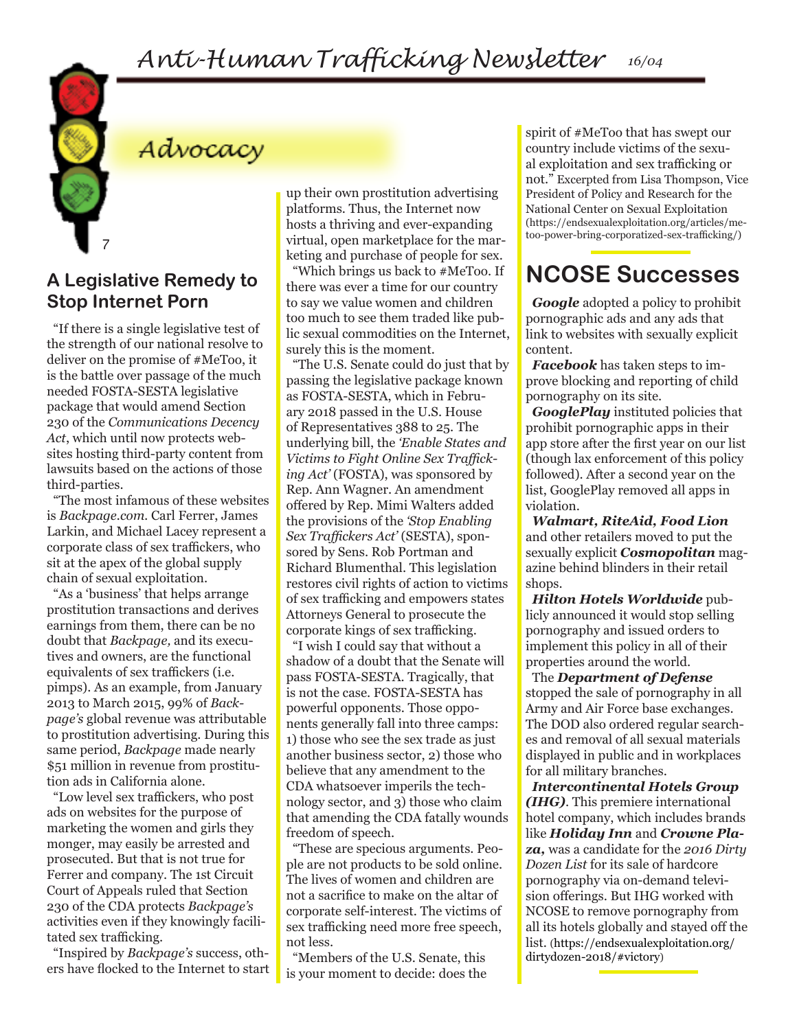## Advocacy

### A Legislative Remedy to Stop Internet Porn

"If there is a single legislative test of the strength of our national resolve to deliver on the promise of #MeToo, it is the battle over passage of the much needed FOSTA-SESTA legislative package that would amend Section 230 of the *Communications Decency Act*, which until now protects websites hosting third-party content from lawsuits based on the actions of those third-parties.

"The most infamous of these websites is *Backpage.com.* Carl Ferrer, James Larkin, and Michael Lacey represent a corporate class of sex traffickers, who sit at the apex of the global supply chain of sexual exploitation.

"As a 'business' that helps arrange prostitution transactions and derives earnings from them, there can be no doubt that *Backpage,* and its executives and owners, are the functional equivalents of sex traffickers (i.e. pimps). As an example, from January 2013 to March 2015, 99% of *Backpage's* global revenue was attributable to prostitution advertising. During this same period, *Backpage* made nearly $51 million in revenue from prostitution ads in California alone.

"Low level sex traffickers, who post ads on websites for the purpose of marketing the women and girls they monger, may easily be arrested and prosecuted. But that is not true for Ferrer and company. The 1st Circuit Court of Appeals ruled that Section 230 of the CDA protects *Backpage's* activities even if they knowingly facilitated sex trafficking.

"Inspired by *Backpage's* success, others have flocked to the Internet to start up their own prostitution advertising platforms. Thus, the Internet now hosts a thriving and ever-expanding virtual, open marketplace for the marketing and purchase of people for sex.

"Which brings us back to #MeToo. If there was ever a time for our country to say we value women and children too much to see them traded like public sexual commodities on the Internet, surely this is the moment.

"The U.S. Senate could do just that by passing the legislative package known as FOSTA-SESTA, which in February 2018 passed in the U.S. House of Representatives 388 to 25. The underlying bill, the *'Enable States and Victims to Fight Online Sex Trafficking Act'* (FOSTA), was sponsored by Rep. Ann Wagner. An amendment offered by Rep. Mimi Walters added the provisions of the *'Stop Enabling Sex Traffickers Act'* (SESTA), sponsored by Sens. Rob Portman and Richard Blumenthal. This legislation restores civil rights of action to victims of sex trafficking and empowers states Attorneys General to prosecute the corporate kings of sex trafficking.

"I wish I could say that without a shadow of a doubt that the Senate will pass FOSTA-SESTA. Tragically, that is not the case. FOSTA-SESTA has powerful opponents. Those opponents generally fall into three camps: 1) those who see the sex trade as just another business sector, 2) those who believe that any amendment to the CDA whatsoever imperils the technology sector, and 3) those who claim that amending the CDA fatally wounds freedom of speech.

"These are specious arguments. People are not products to be sold online. The lives of women and children are not a sacrifice to make on the altar of corporate self-interest. The victims of sex trafficking need more free speech, not less.

"Members of the U.S. Senate, this is your moment to decide: does the spirit of #MeToo that has swept our country include victims of the sexual exploitation and sex trafficking or not." Excerpted from Lisa Thompson, Vice President of Policy and Research for the National Center on Sexual Exploitation (https://endsexualexploitation.org/articles/me-too-power-bring-corporatized-sex-trafficking/)

## NCOSE Successes

***Google*** adopted a policy to prohibit pornographic ads and any ads that link to websites with sexually explicit content.

***Facebook*** has taken steps to improve blocking and reporting of child pornography on its site.

***GooglePlay*** instituted policies that prohibit pornographic apps in their app store after the first year on our list (though lax enforcement of this policy followed). After a second year on the list, GooglePlay removed all apps in violation.

***Walmart, RiteAid, Food Lion*** and other retailers moved to put the sexually explicit ***Cosmopolitan*** magazine behind blinders in their retail shops.

***Hilton Hotels Worldwide*** publicly announced it would stop selling pornography and issued orders to implement this policy in all of their properties around the world.

The ***Department of Defense*** stopped the sale of pornography in all Army and Air Force base exchanges. The DOD also ordered regular searches and removal of all sexual materials displayed in public and in workplaces for all military branches.

***Intercontinental Hotels Group (IHG)***. This premiere international hotel company, which includes brands like ***Holiday Inn*** and ***Crowne Plaza,*** was a candidate for the *2016 Dirty Dozen List* for its sale of hardcore pornography via on-demand television offerings. But IHG worked with NCOSE to remove pornography from all its hotels globally and stayed off the list. (https://endsexualexploitation.org/dirtydozen-2018/#victory)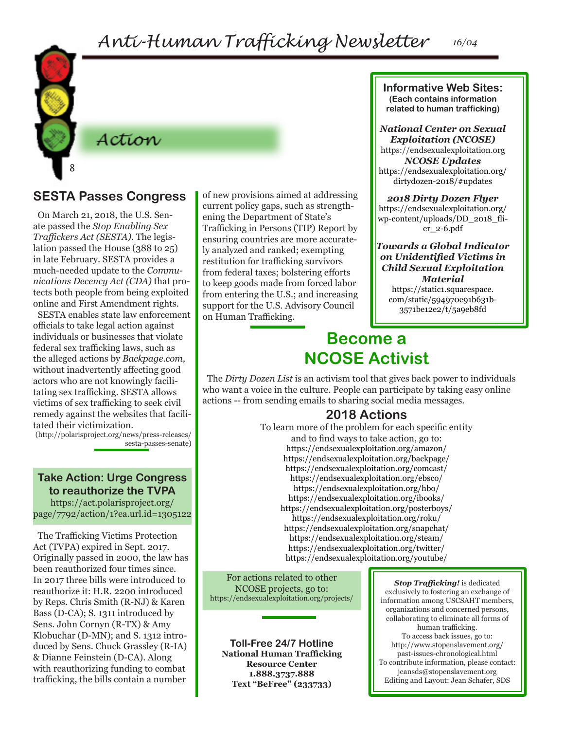# Action

## SESTA Passes Congress

On March 21, 2018, the U.S. Senate passed the *Stop Enabling Sex Traffickers Act (SESTA)*. The legislation passed the House (388 to 25) in late February. SESTA provides a much-needed update to the *Communications Decency Act (CDA)* that protects both people from being exploited online and First Amendment rights.

SESTA enables state law enforcement officials to take legal action against individuals or businesses that violate federal sex trafficking laws, such as the alleged actions by *Backpage.com,* without inadvertently affecting good actors who are not knowingly facilitating sex trafficking. SESTA allows victims of sex trafficking to seek civil remedy against the websites that facilitated their victimization.

(http://polarisproject.org/news/press-releases/sesta-passes-senate)

## Take Action: Urge Congress to reauthorize the TVPA

https://act.polarisproject.org/page/7792/action/1?ea.url.id=1305122

The Trafficking Victims Protection Act (TVPA) expired in Sept. 2017. Originally passed in 2000, the law has been reauthorized four times since. In 2017 three bills were introduced to reauthorize it: H.R. 2200 introduced by Reps. Chris Smith (R-NJ) & Karen Bass (D-CA); S. 1311 introduced by Sens. John Cornyn (R-TX) & Amy Klobuchar (D-MN); and S. 1312 introduced by Sens. Chuck Grassley (R-IA) & Dianne Feinstein (D-CA). Along with reauthorizing funding to combat trafficking, the bills contain a number of new provisions aimed at addressing current policy gaps, such as strengthening the Department of State's Trafficking in Persons (TIP) Report by ensuring countries are more accurately analyzed and ranked; exempting restitution for trafficking survivors from federal taxes; bolstering efforts to keep goods made from forced labor from entering the U.S.; and increasing support for the U.S. Advisory Council on Human Trafficking.

## Informative Web Sites:

**(Each contains information related to human trafficking)**

***National Center on Sexual Exploitation (NCOSE)***
https://endsexualexploitation.org

***NCOSE Updates***
https://endsexualexploitation.org/dirtydozen-2018/#updates

***2018 Dirty Dozen Flyer***
https://endsexualexploitation.org/wp-content/uploads/DD_2018_flier_2-6.pdf

***Towards a Global Indicator on Unidentified Victims in Child Sexual Exploitation Material***
https://static1.squarespace.com/static/594970e91b631b3571be12e2/t/5a9eb8fd

## Become a NCOSE Activist

The *Dirty Dozen List* is an activism tool that gives back power to individuals who want a voice in the culture. People can participate by taking easy online actions -- from sending emails to sharing social media messages.

### 2018 Actions

To learn more of the problem for each specific entity and to find ways to take action, go to:

https://endsexualexploitation.org/amazon/
https://endsexualexploitation.org/backpage/
https://endsexualexploitation.org/comcast/
https://endsexualexploitation.org/ebsco/
https://endsexualexploitation.org/hbo/
https://endsexualexploitation.org/ibooks/
https://endsexualexploitation.org/posterboys/
https://endsexualexploitation.org/roku/
https://endsexualexploitation.org/snapchat/
https://endsexualexploitation.org/steam/
https://endsexualexploitation.org/twitter/
https://endsexualexploitation.org/youtube/

For actions related to other NCOSE projects, go to:
https://endsexualexploitation.org/projects/

**Toll-Free 24/7 Hotline**
**National Human Trafficking Resource Center**
**1.888.3737.888**
**Text "BeFree" (233733)**

***Stop Trafficking!*** is dedicated exclusively to fostering an exchange of information among USCSAHT members, organizations and concerned persons, collaborating to eliminate all forms of human trafficking.
To access back issues, go to:
http://www.stopenslavement.org/past-issues-chronological.html
To contribute information, please contact:
jeansds@stopenslavement.org
Editing and Layout: Jean Schafer, SDS